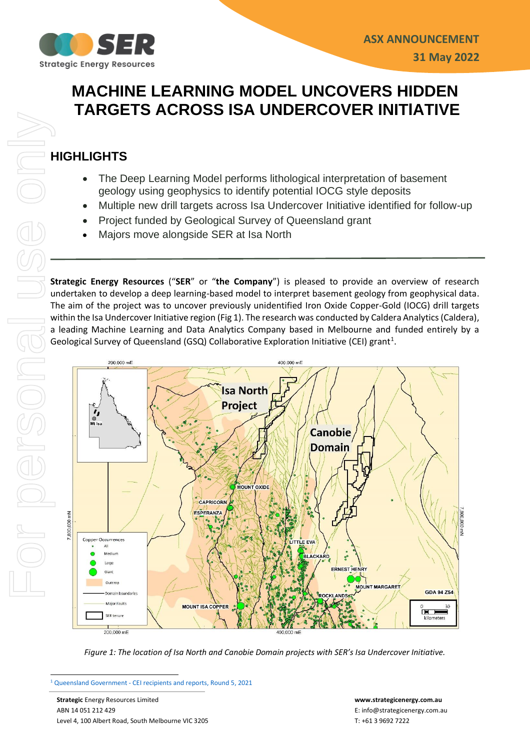ASX ANNOUNCEMENT
31 May 2022

# MACHINE LEARNING MODEL UNCOVERS HIDDEN TARGETS ACROSS ISA UNDERCOVER INITIATIVE

## HIGHLIGHTS

- The Deep Learning Model performs lithological interpretation of basement geology using geophysics to identify potential IOCG style deposits
- Multiple new drill targets across Isa Undercover Initiative identified for follow-up
- Project funded by Geological Survey of Queensland grant
- Majors move alongside SER at Isa North

**Strategic Energy Resources** ("**SER**" or "**the Company**") is pleased to provide an overview of research undertaken to develop a deep learning-based model to interpret basement geology from geophysical data. The aim of the project was to uncover previously unidentified Iron Oxide Copper-Gold (IOCG) drill targets within the Isa Undercover Initiative region (Fig 1). The research was conducted by Caldera Analytics (Caldera), a leading Machine Learning and Data Analytics Company based in Melbourne and funded entirely by a Geological Survey of Queensland (GSQ) Collaborative Exploration Initiative (CEI) grant[1].

*Figure 1: The location of Isa North and Canobie Domain projects with SER's Isa Undercover Initiative.*

[1] Queensland Government - CEI recipients and reports, Round 5, 2021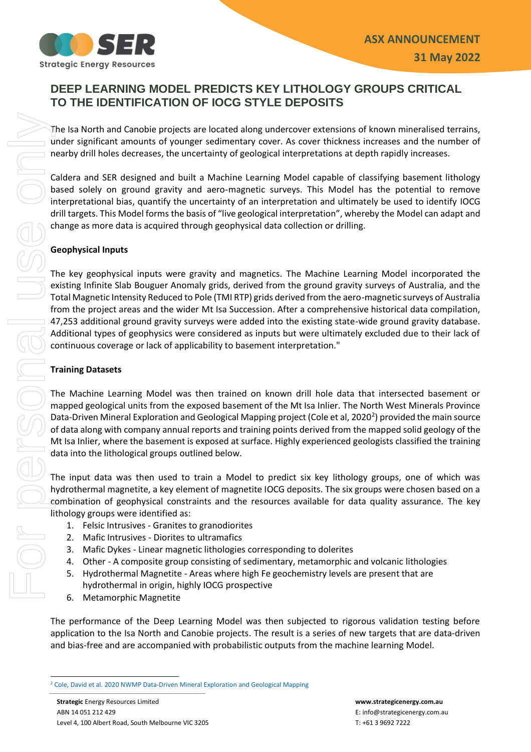# DEEP LEARNING MODEL PREDICTS KEY LITHOLOGY GROUPS CRITICAL TO THE IDENTIFICATION OF IOCG STYLE DEPOSITS

The Isa North and Canobie projects are located along undercover extensions of known mineralised terrains, under significant amounts of younger sedimentary cover. As cover thickness increases and the number of nearby drill holes decreases, the uncertainty of geological interpretations at depth rapidly increases.

Caldera and SER designed and built a Machine Learning Model capable of classifying basement lithology based solely on ground gravity and aero-magnetic surveys. This Model has the potential to remove interpretational bias, quantify the uncertainty of an interpretation and ultimately be used to identify IOCG drill targets. This Model forms the basis of "live geological interpretation", whereby the Model can adapt and change as more data is acquired through geophysical data collection or drilling.

**Geophysical Inputs**

The key geophysical inputs were gravity and magnetics. The Machine Learning Model incorporated the existing Infinite Slab Bouguer Anomaly grids, derived from the ground gravity surveys of Australia, and the Total Magnetic Intensity Reduced to Pole (TMI RTP) grids derived from the aero-magnetic surveys of Australia from the project areas and the wider Mt Isa Succession. After a comprehensive historical data compilation, 47,253 additional ground gravity surveys were added into the existing state-wide ground gravity database. Additional types of geophysics were considered as inputs but were ultimately excluded due to their lack of continuous coverage or lack of applicability to basement interpretation."

**Training Datasets**

The Machine Learning Model was then trained on known drill hole data that intersected basement or mapped geological units from the exposed basement of the Mt Isa Inlier. The North West Minerals Province Data-Driven Mineral Exploration and Geological Mapping project (Cole et al, 2020[2]) provided the main source of data along with company annual reports and training points derived from the mapped solid geology of the Mt Isa Inlier, where the basement is exposed at surface. Highly experienced geologists classified the training data into the lithological groups outlined below.

The input data was then used to train a Model to predict six key lithology groups, one of which was hydrothermal magnetite, a key element of magnetite IOCG deposits. The six groups were chosen based on a combination of geophysical constraints and the resources available for data quality assurance. The key lithology groups were identified as:

1. Felsic Intrusives - Granites to granodiorites
2. Mafic Intrusives - Diorites to ultramafics
3. Mafic Dykes - Linear magnetic lithologies corresponding to dolerites
4. Other - A composite group consisting of sedimentary, metamorphic and volcanic lithologies
5. Hydrothermal Magnetite - Areas where high Fe geochemistry levels are present that are hydrothermal in origin, highly IOCG prospective
6. Metamorphic Magnetite

The performance of the Deep Learning Model was then subjected to rigorous validation testing before application to the Isa North and Canobie projects. The result is a series of new targets that are data-driven and bias-free and are accompanied with probabilistic outputs from the machine learning Model.

[2] Cole, David et al. 2020 NWMP Data-Driven Mineral Exploration and Geological Mapping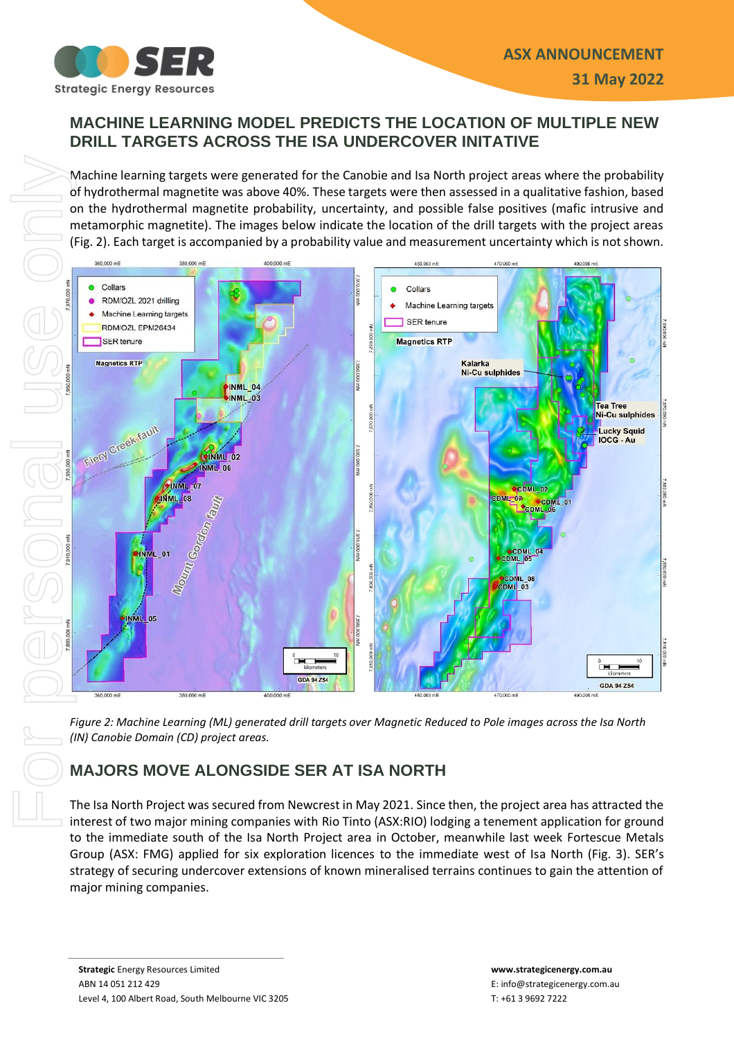## MACHINE LEARNING MODEL PREDICTS THE LOCATION OF MULTIPLE NEW DRILL TARGETS ACROSS THE ISA UNDERCOVER INITATIVE

Machine learning targets were generated for the Canobie and Isa North project areas where the probability of hydrothermal magnetite was above 40%. These targets were then assessed in a qualitative fashion, based on the hydrothermal magnetite probability, uncertainty, and possible false positives (mafic intrusive and metamorphic magnetite). The images below indicate the location of the drill targets with the project areas (Fig. 2). Each target is accompanied by a probability value and measurement uncertainty which is not shown.

*Figure 2: Machine Learning (ML) generated drill targets over Magnetic Reduced to Pole images across the Isa North (IN) Canobie Domain (CD) project areas.*

## MAJORS MOVE ALONGSIDE SER AT ISA NORTH

The Isa North Project was secured from Newcrest in May 2021. Since then, the project area has attracted the interest of two major mining companies with Rio Tinto (ASX:RIO) lodging a tenement application for ground to the immediate south of the Isa North Project area in October, meanwhile last week Fortescue Metals Group (ASX: FMG) applied for six exploration licences to the immediate west of Isa North (Fig. 3). SER's strategy of securing undercover extensions of known mineralised terrains continues to gain the attention of major mining companies.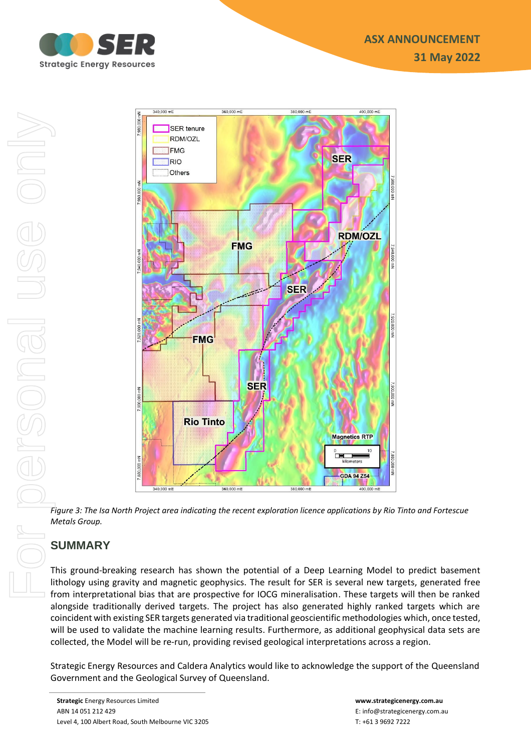*Figure 3: The Isa North Project area indicating the recent exploration licence applications by Rio Tinto and Fortescue Metals Group.*

## SUMMARY

This ground-breaking research has shown the potential of a Deep Learning Model to predict basement lithology using gravity and magnetic geophysics. The result for SER is several new targets, generated free from interpretational bias that are prospective for IOCG mineralisation. These targets will then be ranked alongside traditionally derived targets. The project has also generated highly ranked targets which are coincident with existing SER targets generated via traditional geoscientific methodologies which, once tested, will be used to validate the machine learning results. Furthermore, as additional geophysical data sets are collected, the Model will be re-run, providing revised geological interpretations across a region.

Strategic Energy Resources and Caldera Analytics would like to acknowledge the support of the Queensland Government and the Geological Survey of Queensland.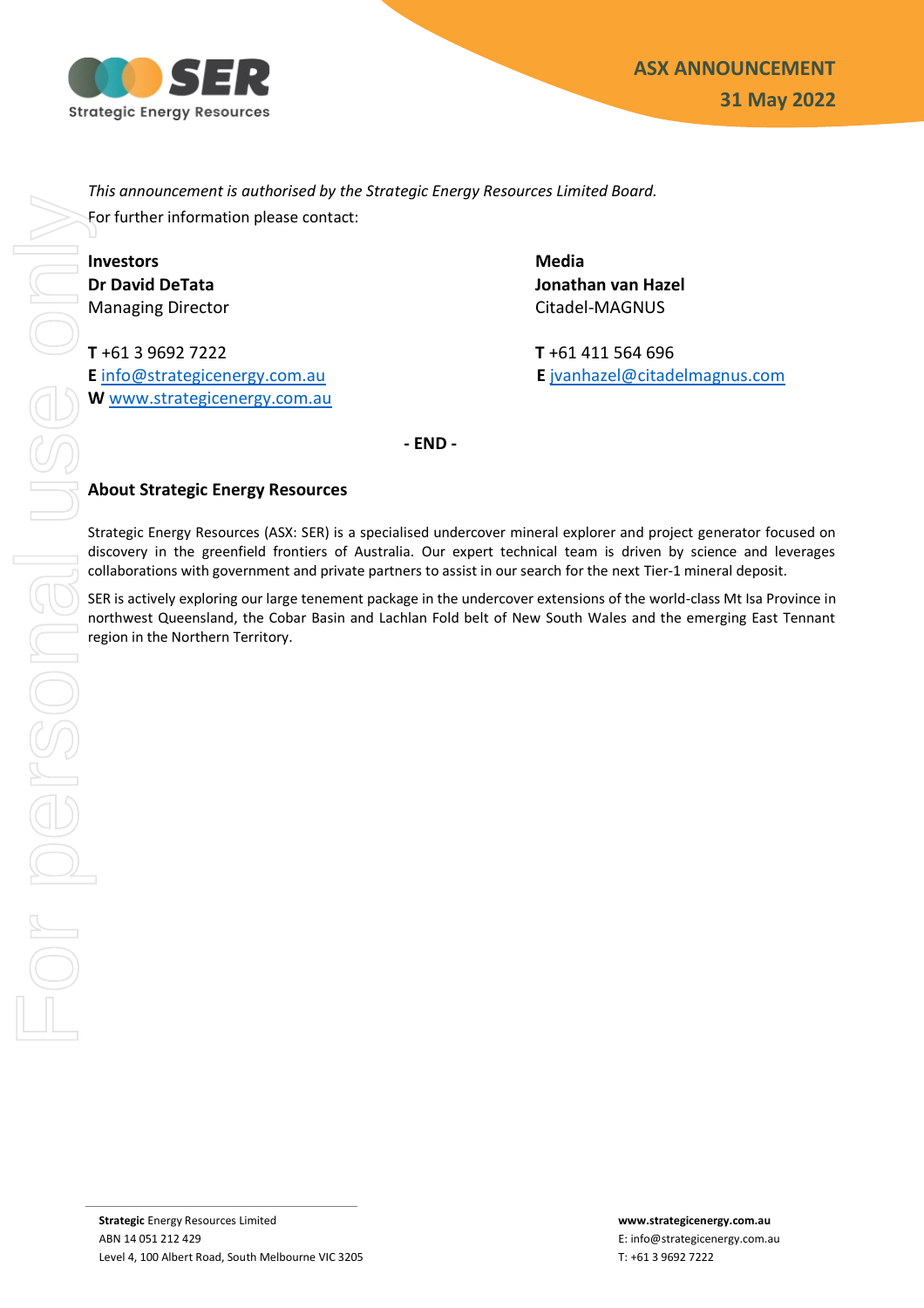*This announcement is authorised by the Strategic Energy Resources Limited Board.*

For further information please contact:

**Investors**
**Dr David DeTata**
Managing Director

**T** +61 3 9692 7222
**E** info@strategicenergy.com.au
**W** www.strategicenergy.com.au

**Media**
**Jonathan van Hazel**
Citadel-MAGNUS

**T** +61 411 564 696
**E** jvanhazel@citadelmagnus.com

**- END -**

## About Strategic Energy Resources

Strategic Energy Resources (ASX: SER) is a specialised undercover mineral explorer and project generator focused on discovery in the greenfield frontiers of Australia. Our expert technical team is driven by science and leverages collaborations with government and private partners to assist in our search for the next Tier-1 mineral deposit.

SER is actively exploring our large tenement package in the undercover extensions of the world-class Mt Isa Province in northwest Queensland, the Cobar Basin and Lachlan Fold belt of New South Wales and the emerging East Tennant region in the Northern Territory.